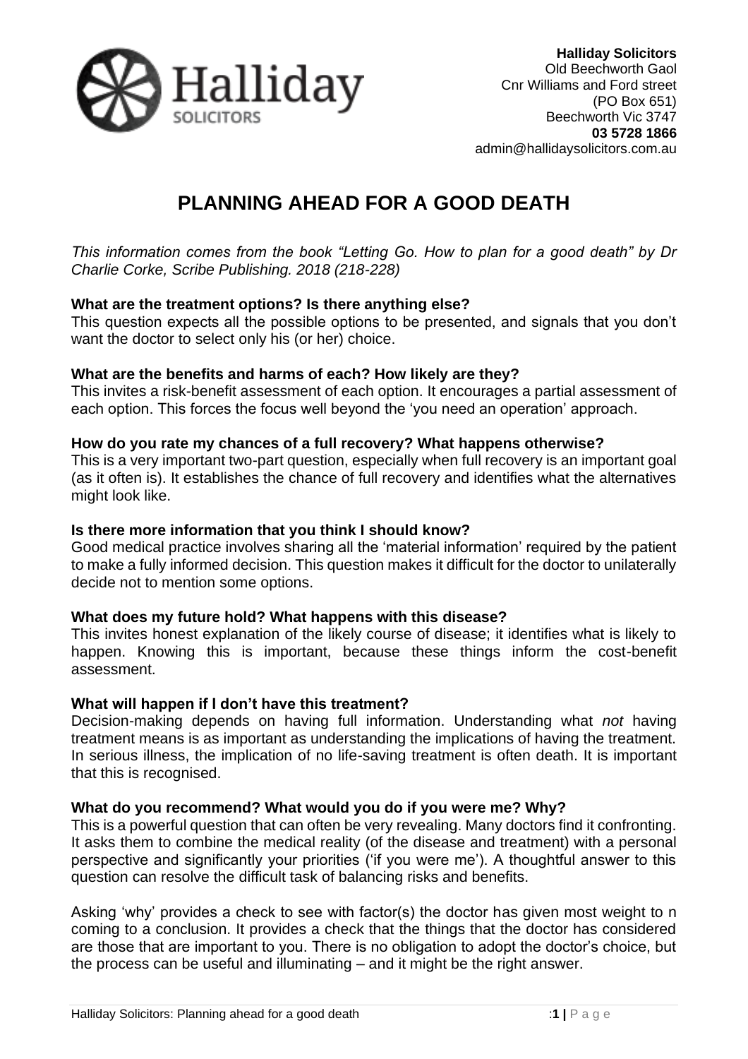**Halliday Solicitors**
Old Beechworth Gaol
Cnr Williams and Ford street
(PO Box 651)
Beechworth Vic 3747
**03 5728 1866**
admin@hallidaysolicitors.com.au

# PLANNING AHEAD FOR A GOOD DEATH

*This information comes from the book "Letting Go. How to plan for a good death" by Dr Charlie Corke, Scribe Publishing. 2018 (218-228)*

**What are the treatment options? Is there anything else?**

This question expects all the possible options to be presented, and signals that you don't want the doctor to select only his (or her) choice.

**What are the benefits and harms of each? How likely are they?**

This invites a risk-benefit assessment of each option. It encourages a partial assessment of each option. This forces the focus well beyond the 'you need an operation' approach.

**How do you rate my chances of a full recovery? What happens otherwise?**

This is a very important two-part question, especially when full recovery is an important goal (as it often is). It establishes the chance of full recovery and identifies what the alternatives might look like.

**Is there more information that you think I should know?**

Good medical practice involves sharing all the 'material information' required by the patient to make a fully informed decision. This question makes it difficult for the doctor to unilaterally decide not to mention some options.

**What does my future hold? What happens with this disease?**

This invites honest explanation of the likely course of disease; it identifies what is likely to happen. Knowing this is important, because these things inform the cost-benefit assessment.

**What will happen if I don't have this treatment?**

Decision-making depends on having full information. Understanding what *not* having treatment means is as important as understanding the implications of having the treatment. In serious illness, the implication of no life-saving treatment is often death. It is important that this is recognised.

**What do you recommend? What would you do if you were me? Why?**

This is a powerful question that can often be very revealing. Many doctors find it confronting. It asks them to combine the medical reality (of the disease and treatment) with a personal perspective and significantly your priorities ('if you were me'). A thoughtful answer to this question can resolve the difficult task of balancing risks and benefits.

Asking 'why' provides a check to see with factor(s) the doctor has given most weight to n coming to a conclusion. It provides a check that the things that the doctor has considered are those that are important to you. There is no obligation to adopt the doctor's choice, but the process can be useful and illuminating – and it might be the right answer.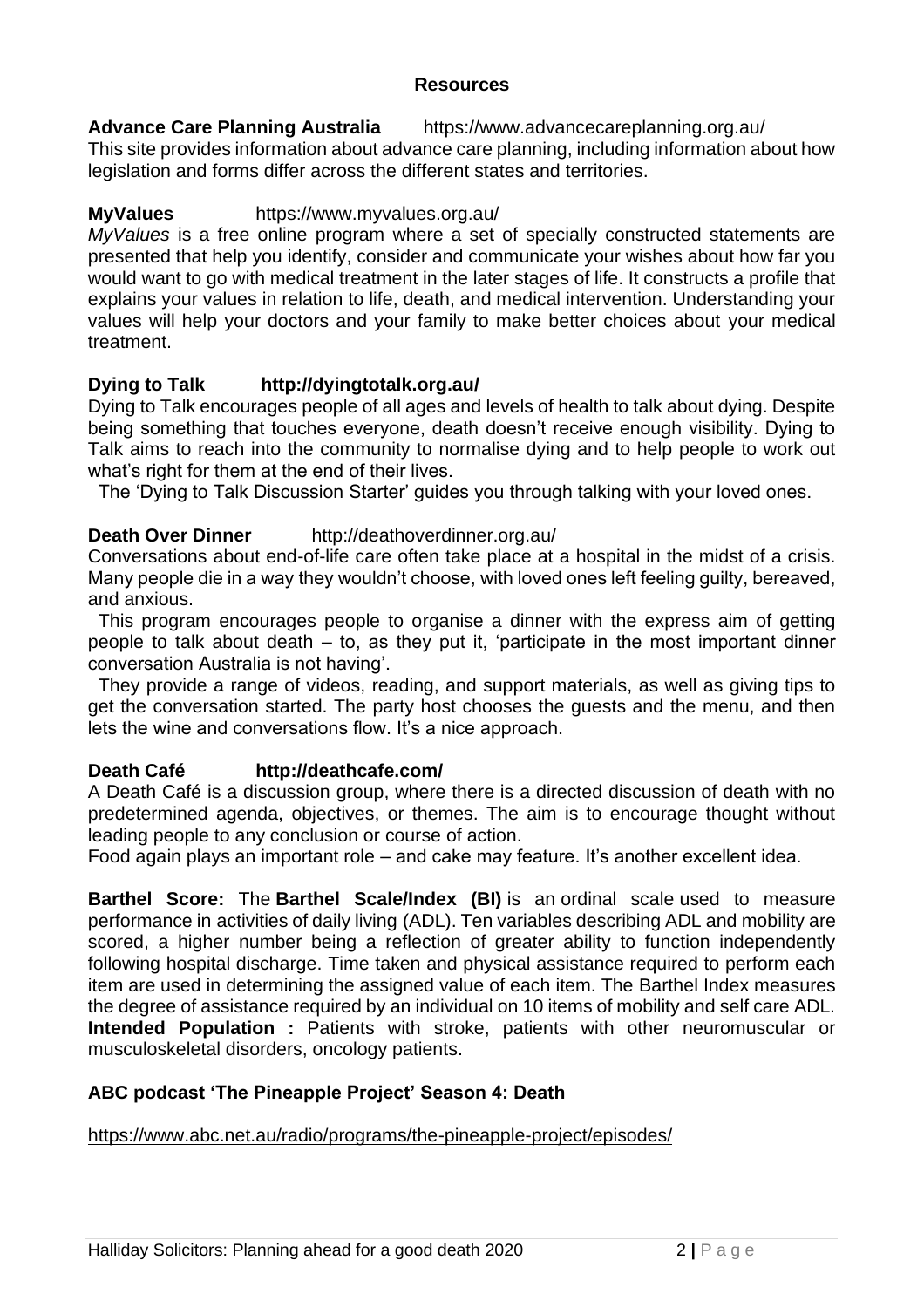## Resources

**Advance Care Planning Australia** https://www.advancecareplanning.org.au/

This site provides information about advance care planning, including information about how legislation and forms differ across the different states and territories.

**MyValues** https://www.myvalues.org.au/

*MyValues* is a free online program where a set of specially constructed statements are presented that help you identify, consider and communicate your wishes about how far you would want to go with medical treatment in the later stages of life. It constructs a profile that explains your values in relation to life, death, and medical intervention. Understanding your values will help your doctors and your family to make better choices about your medical treatment.

**Dying to Talk** **http://dyingtotalk.org.au/**

Dying to Talk encourages people of all ages and levels of health to talk about dying. Despite being something that touches everyone, death doesn't receive enough visibility. Dying to Talk aims to reach into the community to normalise dying and to help people to work out what's right for them at the end of their lives.

The 'Dying to Talk Discussion Starter' guides you through talking with your loved ones.

**Death Over Dinner** http://deathoverdinner.org.au/

Conversations about end-of-life care often take place at a hospital in the midst of a crisis. Many people die in a way they wouldn't choose, with loved ones left feeling guilty, bereaved, and anxious.

This program encourages people to organise a dinner with the express aim of getting people to talk about death – to, as they put it, 'participate in the most important dinner conversation Australia is not having'.

They provide a range of videos, reading, and support materials, as well as giving tips to get the conversation started. The party host chooses the guests and the menu, and then lets the wine and conversations flow. It's a nice approach.

**Death Café** **http://deathcafe.com/**

A Death Café is a discussion group, where there is a directed discussion of death with no predetermined agenda, objectives, or themes. The aim is to encourage thought without leading people to any conclusion or course of action.

Food again plays an important role – and cake may feature. It's another excellent idea.

**Barthel Score:** The **Barthel Scale/Index (BI)** is an ordinal scale used to measure performance in activities of daily living (ADL). Ten variables describing ADL and mobility are scored, a higher number being a reflection of greater ability to function independently following hospital discharge. Time taken and physical assistance required to perform each item are used in determining the assigned value of each item. The Barthel Index measures the degree of assistance required by an individual on 10 items of mobility and self care ADL. **Intended Population :** Patients with stroke, patients with other neuromuscular or musculoskeletal disorders, oncology patients.

**ABC podcast 'The Pineapple Project' Season 4: Death**

https://www.abc.net.au/radio/programs/the-pineapple-project/episodes/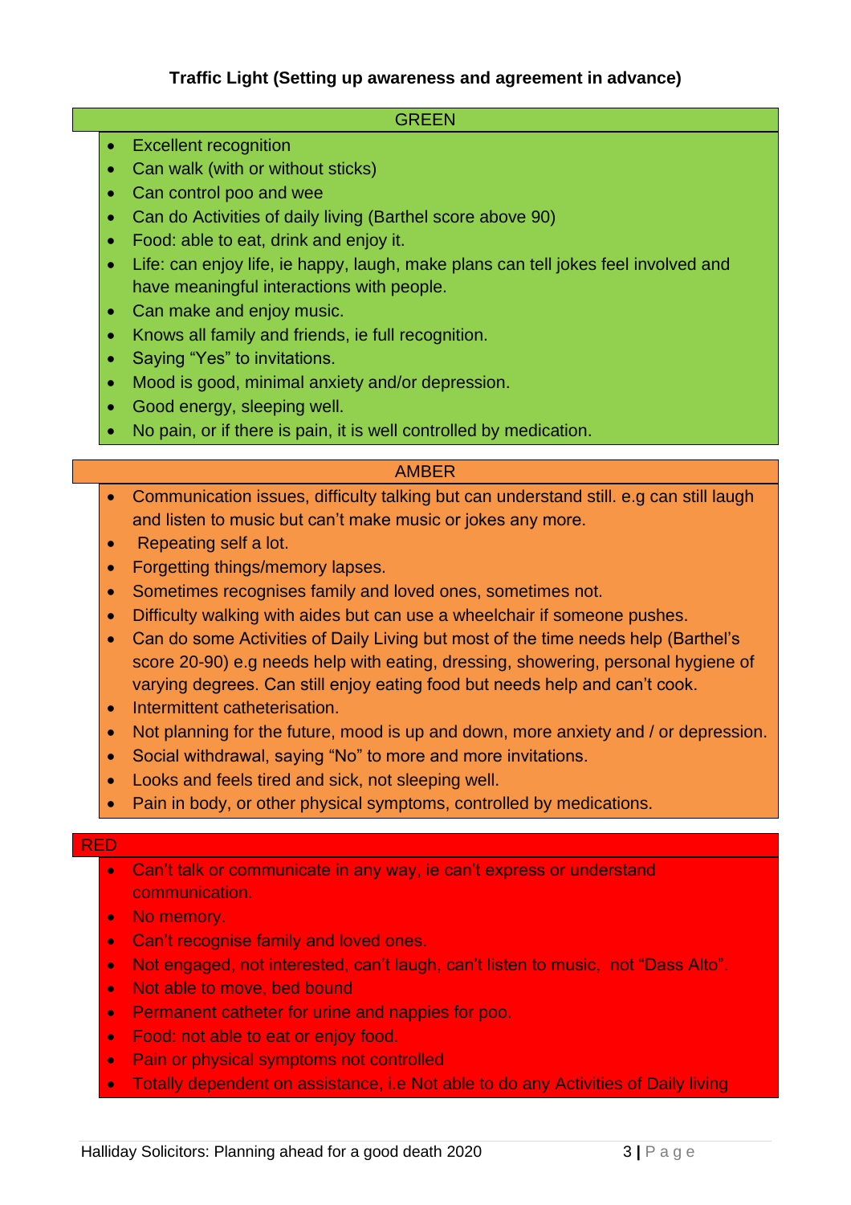**Traffic Light (Setting up awareness and agreement in advance)**

### GREEN

- Excellent recognition
- Can walk (with or without sticks)
- Can control poo and wee
- Can do Activities of daily living (Barthel score above 90)
- Food: able to eat, drink and enjoy it.
- Life: can enjoy life, ie happy, laugh, make plans can tell jokes feel involved and have meaningful interactions with people.
- Can make and enjoy music.
- Knows all family and friends, ie full recognition.
- Saying "Yes" to invitations.
- Mood is good, minimal anxiety and/or depression.
- Good energy, sleeping well.
- No pain, or if there is pain, it is well controlled by medication.

### AMBER

- Communication issues, difficulty talking but can understand still. e.g can still laugh and listen to music but can't make music or jokes any more.
- Repeating self a lot.
- Forgetting things/memory lapses.
- Sometimes recognises family and loved ones, sometimes not.
- Difficulty walking with aides but can use a wheelchair if someone pushes.
- Can do some Activities of Daily Living but most of the time needs help (Barthel's score 20-90) e.g needs help with eating, dressing, showering, personal hygiene of varying degrees. Can still enjoy eating food but needs help and can't cook.
- Intermittent catheterisation.
- Not planning for the future, mood is up and down, more anxiety and / or depression.
- Social withdrawal, saying "No" to more and more invitations.
- Looks and feels tired and sick, not sleeping well.
- Pain in body, or other physical symptoms, controlled by medications.

### RED

- Can't talk or communicate in any way, ie can't express or understand communication.
- No memory.
- Can't recognise family and loved ones.
- Not engaged, not interested, can't laugh, can't listen to music, not "Dass Alto".
- Not able to move, bed bound
- Permanent catheter for urine and nappies for poo.
- Food: not able to eat or enjoy food.
- Pain or physical symptoms not controlled
- Totally dependent on assistance, i.e Not able to do any Activities of Daily living